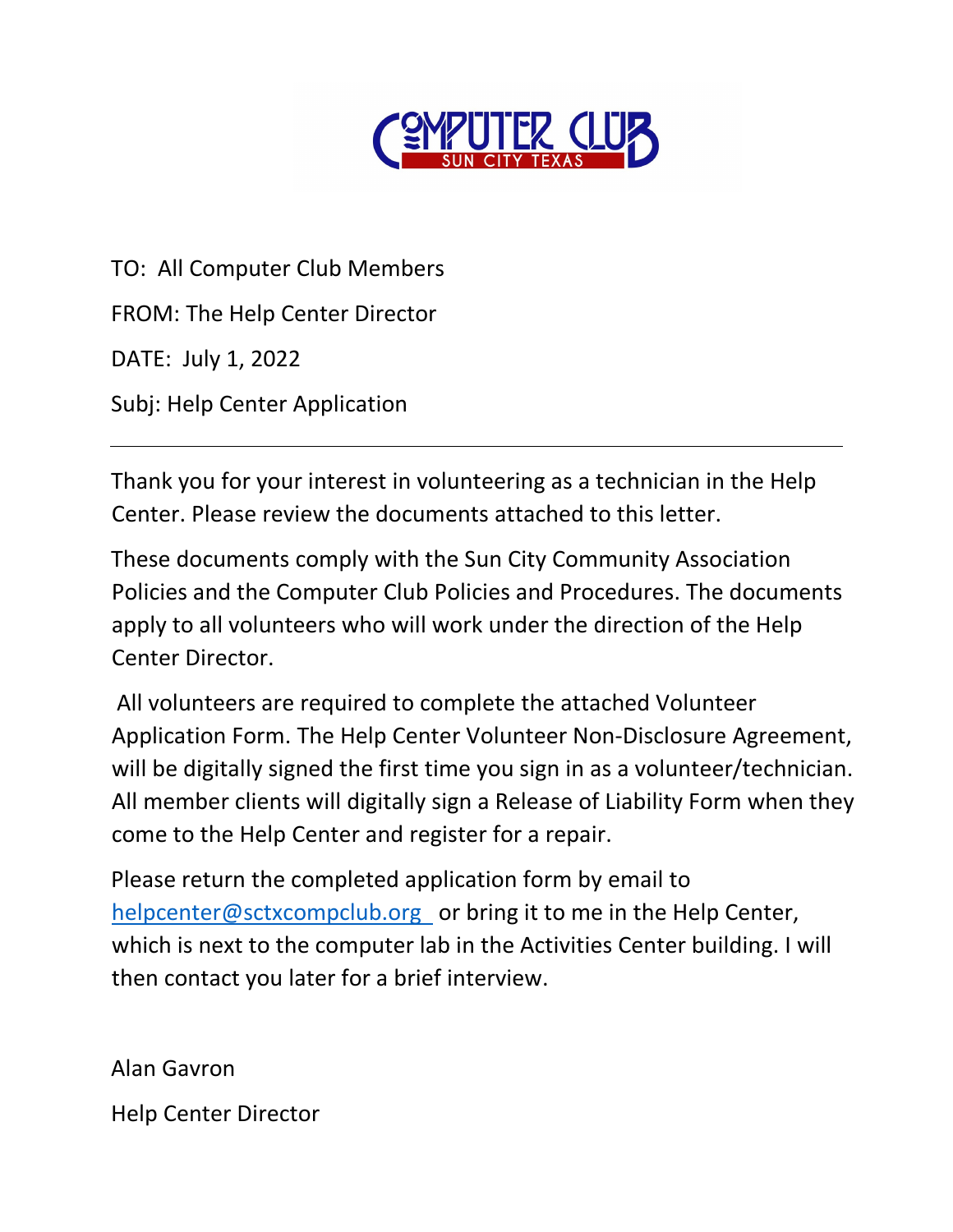COMPUTER CLUB SUN CITY TEXAS

TO: All Computer Club Members

FROM: The Help Center Director

DATE: July 1, 2022

Subj: Help Center Application

---

Thank you for your interest in volunteering as a technician in the Help Center. Please review the documents attached to this letter.

These documents comply with the Sun City Community Association Policies and the Computer Club Policies and Procedures. The documents apply to all volunteers who will work under the direction of the Help Center Director.

All volunteers are required to complete the attached Volunteer Application Form. The Help Center Volunteer Non-Disclosure Agreement, will be digitally signed the first time you sign in as a volunteer/technician. All member clients will digitally sign a Release of Liability Form when they come to the Help Center and register for a repair.

Please return the completed application form by email to helpcenter@sctxcompclub.org or bring it to me in the Help Center, which is next to the computer lab in the Activities Center building. I will then contact you later for a brief interview.

Alan Gavron

Help Center Director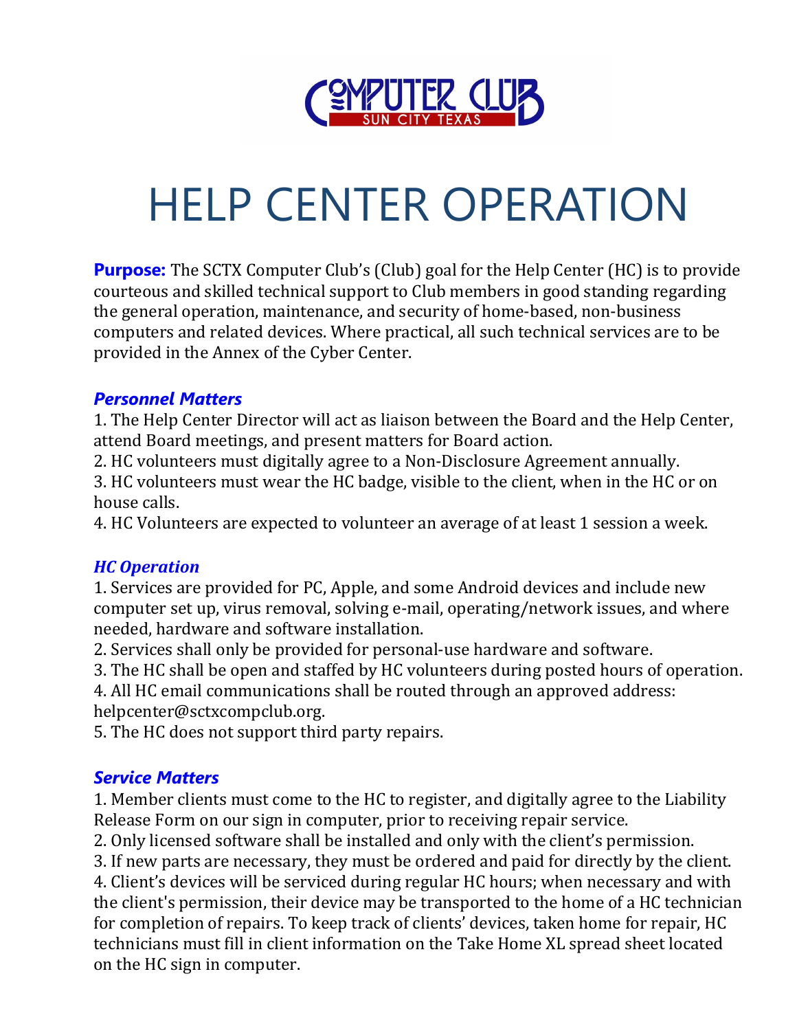# HELP CENTER OPERATION

**Purpose:** The SCTX Computer Club's (Club) goal for the Help Center (HC) is to provide courteous and skilled technical support to Club members in good standing regarding the general operation, maintenance, and security of home-based, non-business computers and related devices. Where practical, all such technical services are to be provided in the Annex of the Cyber Center.

### *Personnel Matters*

1. The Help Center Director will act as liaison between the Board and the Help Center, attend Board meetings, and present matters for Board action.
2. HC volunteers must digitally agree to a Non-Disclosure Agreement annually.
3. HC volunteers must wear the HC badge, visible to the client, when in the HC or on house calls.
4. HC Volunteers are expected to volunteer an average of at least 1 session a week.

### *HC Operation*

1. Services are provided for PC, Apple, and some Android devices and include new computer set up, virus removal, solving e-mail, operating/network issues, and where needed, hardware and software installation.
2. Services shall only be provided for personal-use hardware and software.
3. The HC shall be open and staffed by HC volunteers during posted hours of operation.
4. All HC email communications shall be routed through an approved address: helpcenter@sctxcompclub.org.
5. The HC does not support third party repairs.

### *Service Matters*

1. Member clients must come to the HC to register, and digitally agree to the Liability Release Form on our sign in computer, prior to receiving repair service.
2. Only licensed software shall be installed and only with the client's permission.
3. If new parts are necessary, they must be ordered and paid for directly by the client.
4. Client's devices will be serviced during regular HC hours; when necessary and with the client's permission, their device may be transported to the home of a HC technician for completion of repairs. To keep track of clients' devices, taken home for repair, HC technicians must fill in client information on the Take Home XL spread sheet located on the HC sign in computer.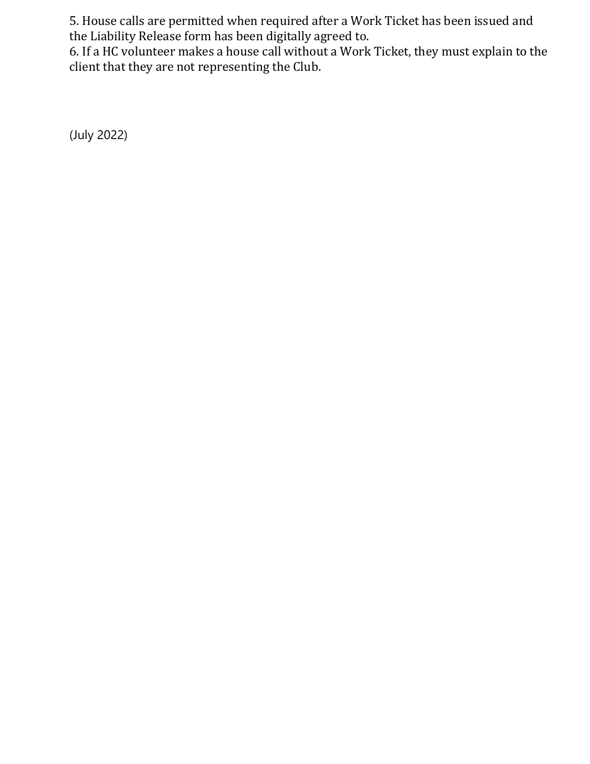5. House calls are permitted when required after a Work Ticket has been issued and the Liability Release form has been digitally agreed to.
6. If a HC volunteer makes a house call without a Work Ticket, they must explain to the client that they are not representing the Club.

(July 2022)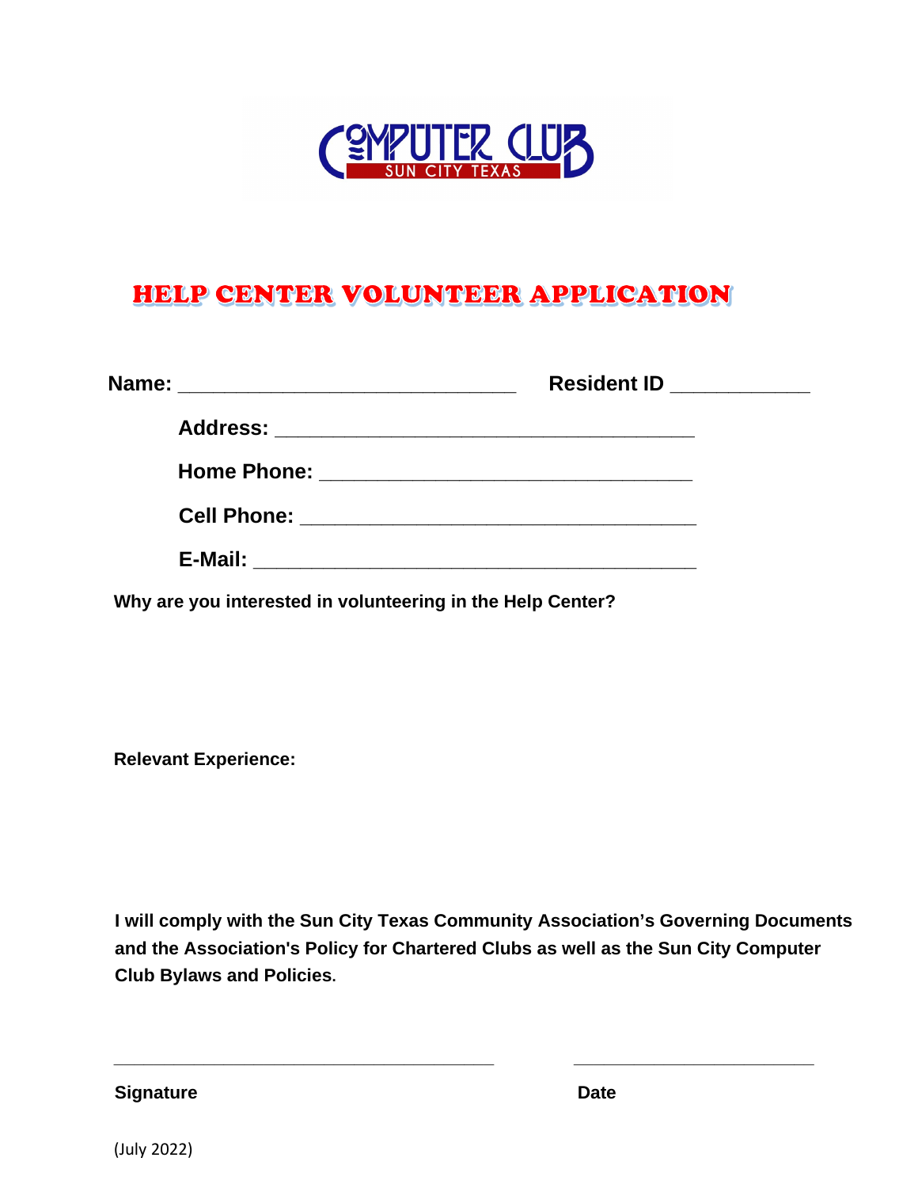COMPUTER CLUB
SUN CITY TEXAS

# HELP CENTER VOLUNTEER APPLICATION

**Name:** ______________________________ **Resident ID** ____________

**Address:** _____________________________________

**Home Phone:** _________________________________

**Cell Phone:** __________________________________

**E-Mail:** ______________________________________

**Why are you interested in volunteering in the Help Center?**

**Relevant Experience:**

**I will comply with the Sun City Texas Community Association's Governing Documents and the Association's Policy for Chartered Clubs as well as the Sun City Computer Club Bylaws and Policies.**

_________________________________________ __________________________

**Signature** **Date**

(July 2022)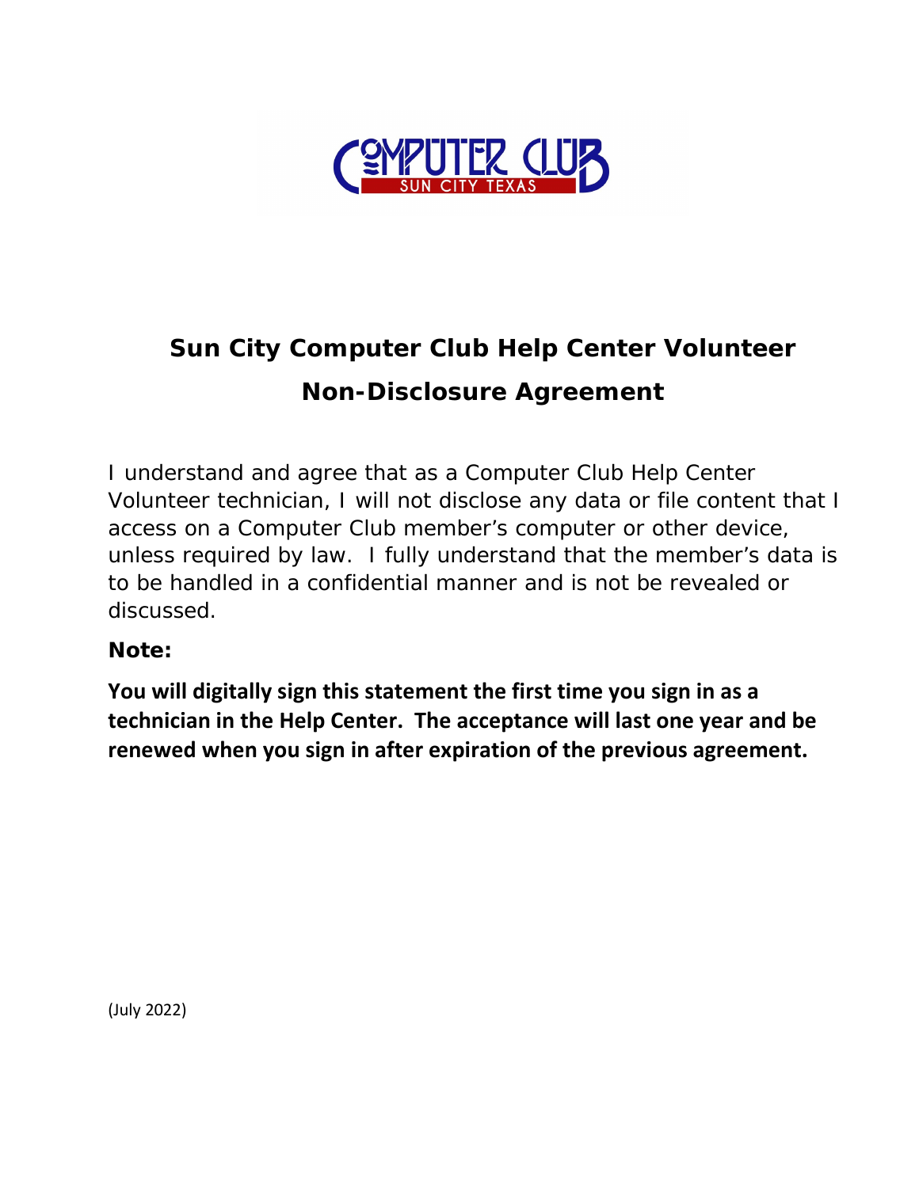# Sun City Computer Club Help Center Volunteer Non-Disclosure Agreement

I understand and agree that as a Computer Club Help Center Volunteer technician, I will not disclose any data or file content that I access on a Computer Club member's computer or other device, unless required by law. I fully understand that the member's data is to be handled in a confidential manner and is not be revealed or discussed.

**Note:**

**You will digitally sign this statement the first time you sign in as a technician in the Help Center. The acceptance will last one year and be renewed when you sign in after expiration of the previous agreement.**

(July 2022)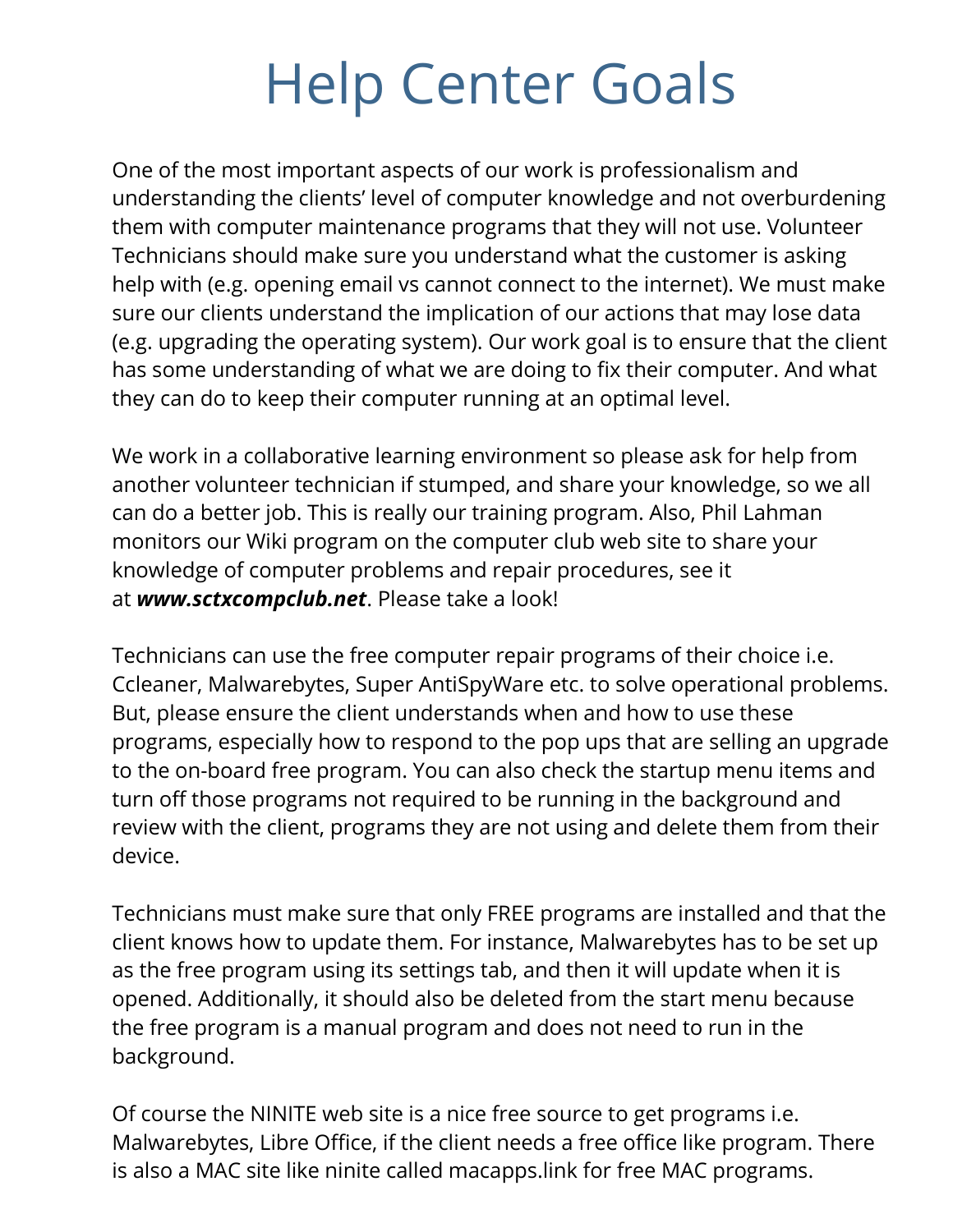# Help Center Goals

One of the most important aspects of our work is professionalism and understanding the clients' level of computer knowledge and not overburdening them with computer maintenance programs that they will not use. Volunteer Technicians should make sure you understand what the customer is asking help with (e.g. opening email vs cannot connect to the internet). We must make sure our clients understand the implication of our actions that may lose data (e.g. upgrading the operating system). Our work goal is to ensure that the client has some understanding of what we are doing to fix their computer. And what they can do to keep their computer running at an optimal level.

We work in a collaborative learning environment so please ask for help from another volunteer technician if stumped, and share your knowledge, so we all can do a better job. This is really our training program. Also, Phil Lahman monitors our Wiki program on the computer club web site to share your knowledge of computer problems and repair procedures, see it at ***www.sctxcompclub.net***. Please take a look!

Technicians can use the free computer repair programs of their choice i.e. Ccleaner, Malwarebytes, Super AntiSpyWare etc. to solve operational problems. But, please ensure the client understands when and how to use these programs, especially how to respond to the pop ups that are selling an upgrade to the on-board free program. You can also check the startup menu items and turn off those programs not required to be running in the background and review with the client, programs they are not using and delete them from their device.

Technicians must make sure that only FREE programs are installed and that the client knows how to update them. For instance, Malwarebytes has to be set up as the free program using its settings tab, and then it will update when it is opened. Additionally, it should also be deleted from the start menu because the free program is a manual program and does not need to run in the background.

Of course the NINITE web site is a nice free source to get programs i.e. Malwarebytes, Libre Office, if the client needs a free office like program. There is also a MAC site like ninite called macapps.link for free MAC programs.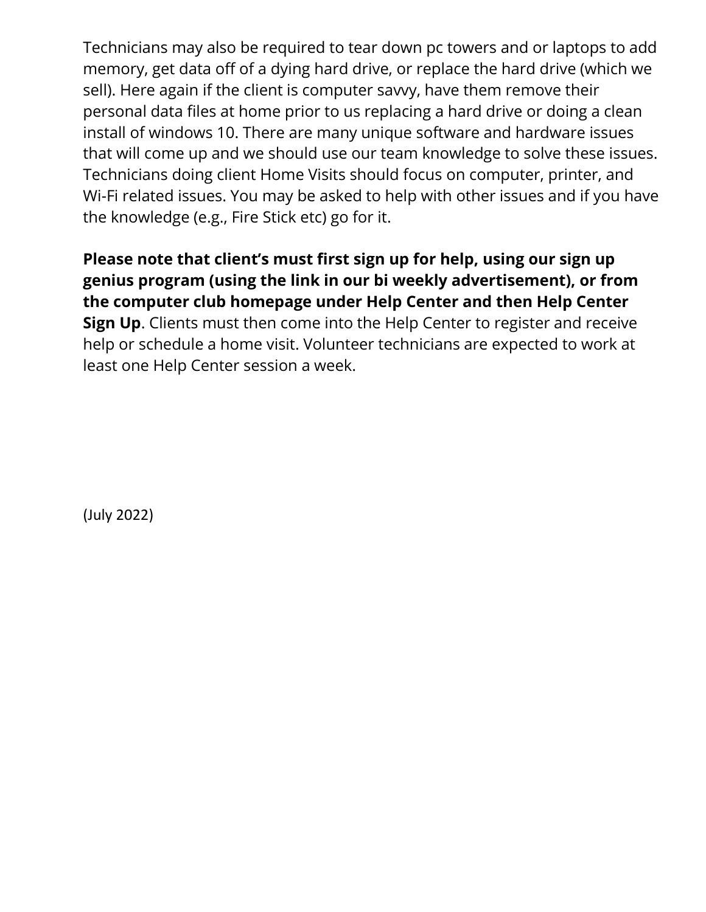Technicians may also be required to tear down pc towers and or laptops to add memory, get data off of a dying hard drive, or replace the hard drive (which we sell). Here again if the client is computer savvy, have them remove their personal data files at home prior to us replacing a hard drive or doing a clean install of windows 10. There are many unique software and hardware issues that will come up and we should use our team knowledge to solve these issues. Technicians doing client Home Visits should focus on computer, printer, and Wi-Fi related issues. You may be asked to help with other issues and if you have the knowledge (e.g., Fire Stick etc) go for it.

**Please note that client's must first sign up for help, using our sign up genius program (using the link in our bi weekly advertisement), or from the computer club homepage under Help Center and then Help Center Sign Up**. Clients must then come into the Help Center to register and receive help or schedule a home visit. Volunteer technicians are expected to work at least one Help Center session a week.

(July 2022)